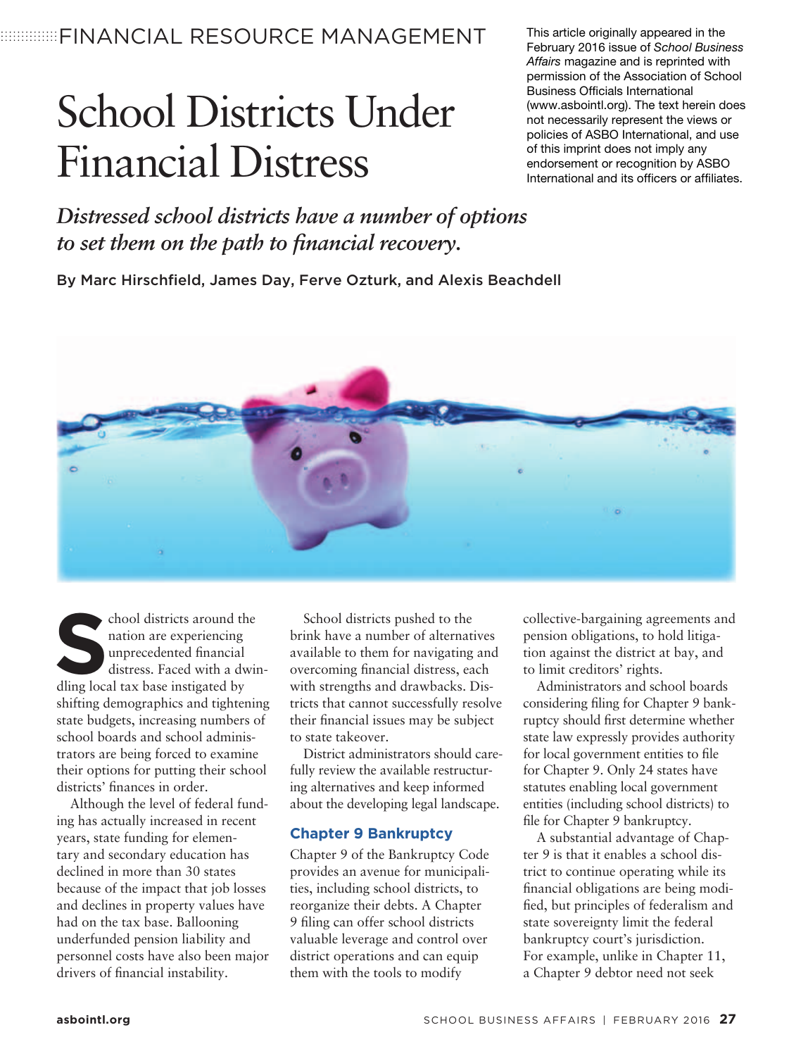FINANCIAL RESOURCE MANAGEMENT

This article originally appeared in the February 2016 issue of *School Business Affairs* magazine and is reprinted with permission of the Association of School Business Officials International (www.asbointl.org). The text herein does not necessarily represent the views or policies of ASBO International, and use of this imprint does not imply any endorsement or recognition by ASBO International and its officers or affiliates.

# School Districts Under Financial Distress

***Distressed school districts have a number of options to set them on the path to financial recovery.***

By Marc Hirschfield, James Day, Ferve Ozturk, and Alexis Beachdell

School districts around the nation are experiencing unprecedented financial distress. Faced with a dwindling local tax base instigated by shifting demographics and tightening state budgets, increasing numbers of school boards and school administrators are being forced to examine their options for putting their school districts' finances in order.

Although the level of federal funding has actually increased in recent years, state funding for elementary and secondary education has declined in more than 30 states because of the impact that job losses and declines in property values have had on the tax base. Ballooning underfunded pension liability and personnel costs have also been major drivers of financial instability.

School districts pushed to the brink have a number of alternatives available to them for navigating and overcoming financial distress, each with strengths and drawbacks. Districts that cannot successfully resolve their financial issues may be subject to state takeover.

District administrators should carefully review the available restructuring alternatives and keep informed about the developing legal landscape.

## Chapter 9 Bankruptcy

Chapter 9 of the Bankruptcy Code provides an avenue for municipalities, including school districts, to reorganize their debts. A Chapter 9 filing can offer school districts valuable leverage and control over district operations and can equip them with the tools to modify collective-bargaining agreements and pension obligations, to hold litigation against the district at bay, and to limit creditors' rights.

Administrators and school boards considering filing for Chapter 9 bankruptcy should first determine whether state law expressly provides authority for local government entities to file for Chapter 9. Only 24 states have statutes enabling local government entities (including school districts) to file for Chapter 9 bankruptcy.

A substantial advantage of Chapter 9 is that it enables a school district to continue operating while its financial obligations are being modified, but principles of federalism and state sovereignty limit the federal bankruptcy court's jurisdiction. For example, unlike in Chapter 11, a Chapter 9 debtor need not seek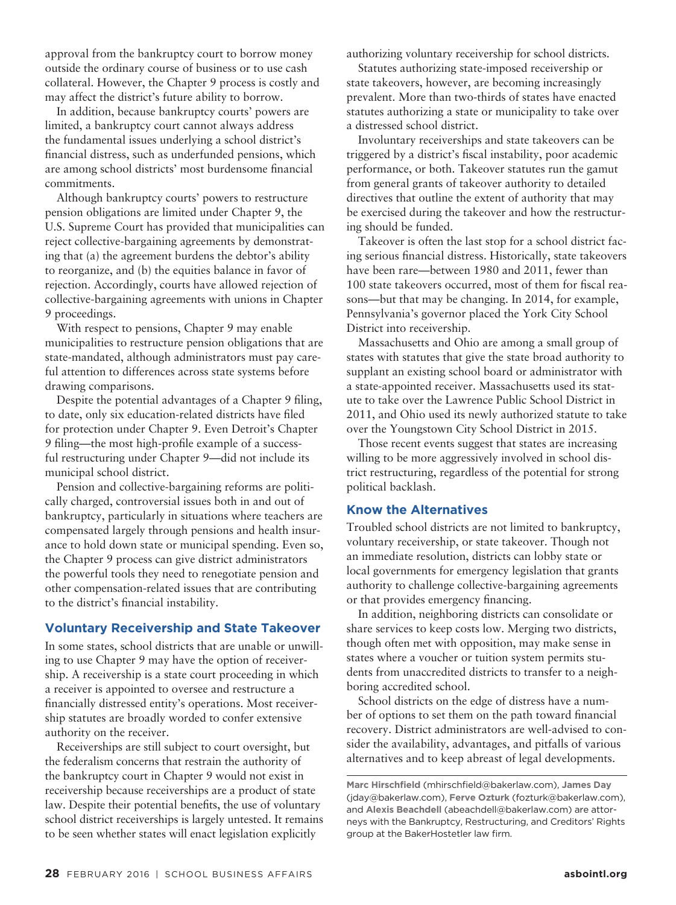approval from the bankruptcy court to borrow money outside the ordinary course of business or to use cash collateral. However, the Chapter 9 process is costly and may affect the district's future ability to borrow.

In addition, because bankruptcy courts' powers are limited, a bankruptcy court cannot always address the fundamental issues underlying a school district's financial distress, such as underfunded pensions, which are among school districts' most burdensome financial commitments.

Although bankruptcy courts' powers to restructure pension obligations are limited under Chapter 9, the U.S. Supreme Court has provided that municipalities can reject collective-bargaining agreements by demonstrating that (a) the agreement burdens the debtor's ability to reorganize, and (b) the equities balance in favor of rejection. Accordingly, courts have allowed rejection of collective-bargaining agreements with unions in Chapter 9 proceedings.

With respect to pensions, Chapter 9 may enable municipalities to restructure pension obligations that are state-mandated, although administrators must pay careful attention to differences across state systems before drawing comparisons.

Despite the potential advantages of a Chapter 9 filing, to date, only six education-related districts have filed for protection under Chapter 9. Even Detroit's Chapter 9 filing—the most high-profile example of a successful restructuring under Chapter 9—did not include its municipal school district.

Pension and collective-bargaining reforms are politically charged, controversial issues both in and out of bankruptcy, particularly in situations where teachers are compensated largely through pensions and health insurance to hold down state or municipal spending. Even so, the Chapter 9 process can give district administrators the powerful tools they need to renegotiate pension and other compensation-related issues that are contributing to the district's financial instability.

## Voluntary Receivership and State Takeover

In some states, school districts that are unable or unwilling to use Chapter 9 may have the option of receivership. A receivership is a state court proceeding in which a receiver is appointed to oversee and restructure a financially distressed entity's operations. Most receivership statutes are broadly worded to confer extensive authority on the receiver.

Receiverships are still subject to court oversight, but the federalism concerns that restrain the authority of the bankruptcy court in Chapter 9 would not exist in receivership because receiverships are a product of state law. Despite their potential benefits, the use of voluntary school district receiverships is largely untested. It remains to be seen whether states will enact legislation explicitly authorizing voluntary receivership for school districts.

Statutes authorizing state-imposed receivership or state takeovers, however, are becoming increasingly prevalent. More than two-thirds of states have enacted statutes authorizing a state or municipality to take over a distressed school district.

Involuntary receiverships and state takeovers can be triggered by a district's fiscal instability, poor academic performance, or both. Takeover statutes run the gamut from general grants of takeover authority to detailed directives that outline the extent of authority that may be exercised during the takeover and how the restructuring should be funded.

Takeover is often the last stop for a school district facing serious financial distress. Historically, state takeovers have been rare—between 1980 and 2011, fewer than 100 state takeovers occurred, most of them for fiscal reasons—but that may be changing. In 2014, for example, Pennsylvania's governor placed the York City School District into receivership.

Massachusetts and Ohio are among a small group of states with statutes that give the state broad authority to supplant an existing school board or administrator with a state-appointed receiver. Massachusetts used its statute to take over the Lawrence Public School District in 2011, and Ohio used its newly authorized statute to take over the Youngstown City School District in 2015.

Those recent events suggest that states are increasing willing to be more aggressively involved in school district restructuring, regardless of the potential for strong political backlash.

## Know the Alternatives

Troubled school districts are not limited to bankruptcy, voluntary receivership, or state takeover. Though not an immediate resolution, districts can lobby state or local governments for emergency legislation that grants authority to challenge collective-bargaining agreements or that provides emergency financing.

In addition, neighboring districts can consolidate or share services to keep costs low. Merging two districts, though often met with opposition, may make sense in states where a voucher or tuition system permits students from unaccredited districts to transfer to a neighboring accredited school.

School districts on the edge of distress have a number of options to set them on the path toward financial recovery. District administrators are well-advised to consider the availability, advantages, and pitfalls of various alternatives and to keep abreast of legal developments.

**Marc Hirschfield** (mhirschfield@bakerlaw.com), **James Day** (jday@bakerlaw.com), **Ferve Ozturk** (fozturk@bakerlaw.com), and **Alexis Beachdell** (abeachdell@bakerlaw.com) are attorneys with the Bankruptcy, Restructuring, and Creditors' Rights group at the BakerHostetler law firm.